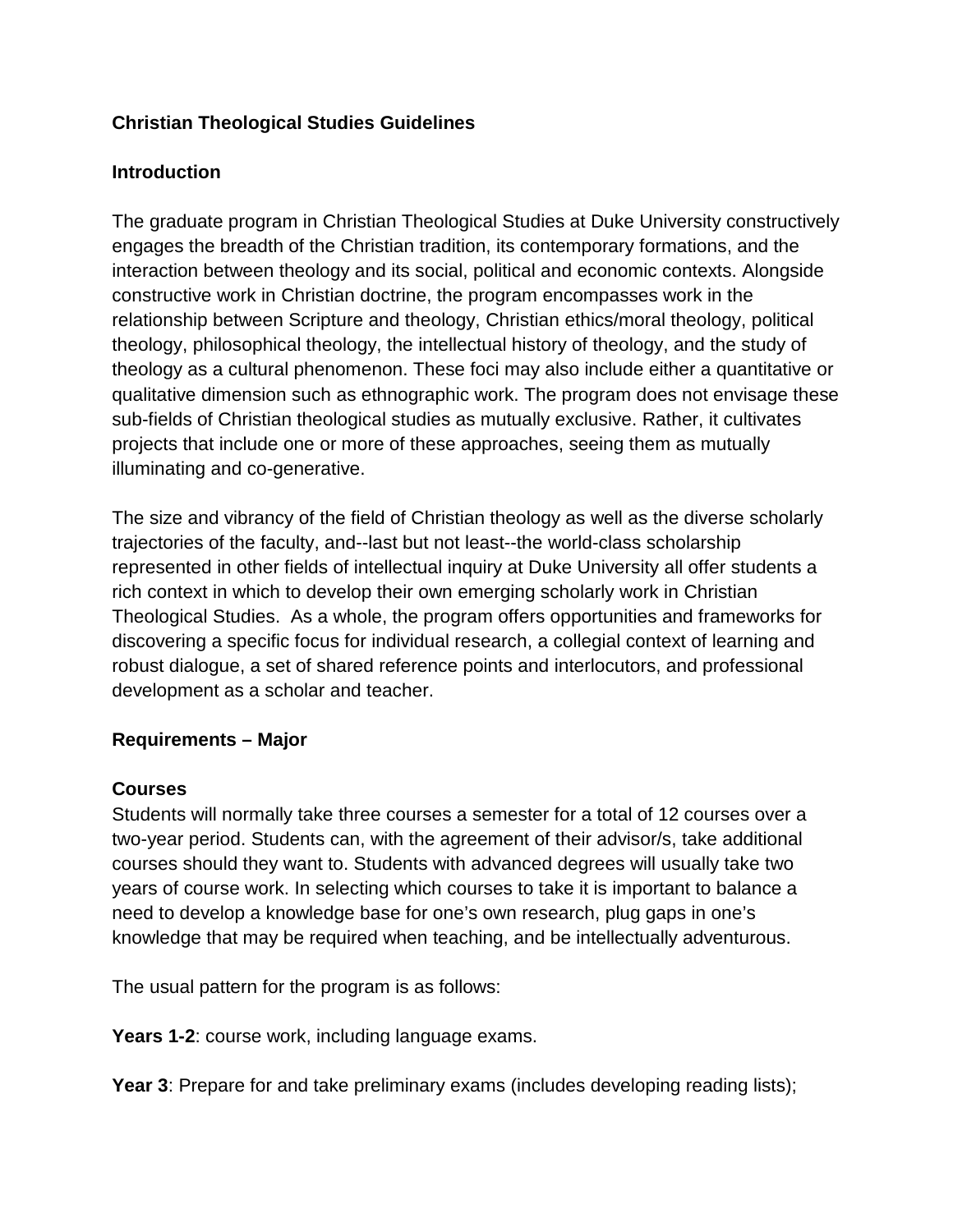# Christian Theological Studies Guidelines

## Introduction

The graduate program in Christian Theological Studies at Duke University constructively engages the breadth of the Christian tradition, its contemporary formations, and the interaction between theology and its social, political and economic contexts. Alongside constructive work in Christian doctrine, the program encompasses work in the relationship between Scripture and theology, Christian ethics/moral theology, political theology, philosophical theology, the intellectual history of theology, and the study of theology as a cultural phenomenon. These foci may also include either a quantitative or qualitative dimension such as ethnographic work. The program does not envisage these sub-fields of Christian theological studies as mutually exclusive. Rather, it cultivates projects that include one or more of these approaches, seeing them as mutually illuminating and co-generative.

The size and vibrancy of the field of Christian theology as well as the diverse scholarly trajectories of the faculty, and--last but not least--the world-class scholarship represented in other fields of intellectual inquiry at Duke University all offer students a rich context in which to develop their own emerging scholarly work in Christian Theological Studies. As a whole, the program offers opportunities and frameworks for discovering a specific focus for individual research, a collegial context of learning and robust dialogue, a set of shared reference points and interlocutors, and professional development as a scholar and teacher.

## Requirements – Major

### Courses

Students will normally take three courses a semester for a total of 12 courses over a two-year period. Students can, with the agreement of their advisor/s, take additional courses should they want to. Students with advanced degrees will usually take two years of course work. In selecting which courses to take it is important to balance a need to develop a knowledge base for one's own research, plug gaps in one's knowledge that may be required when teaching, and be intellectually adventurous.

The usual pattern for the program is as follows:

**Years 1-2**: course work, including language exams.

**Year 3**: Prepare for and take preliminary exams (includes developing reading lists);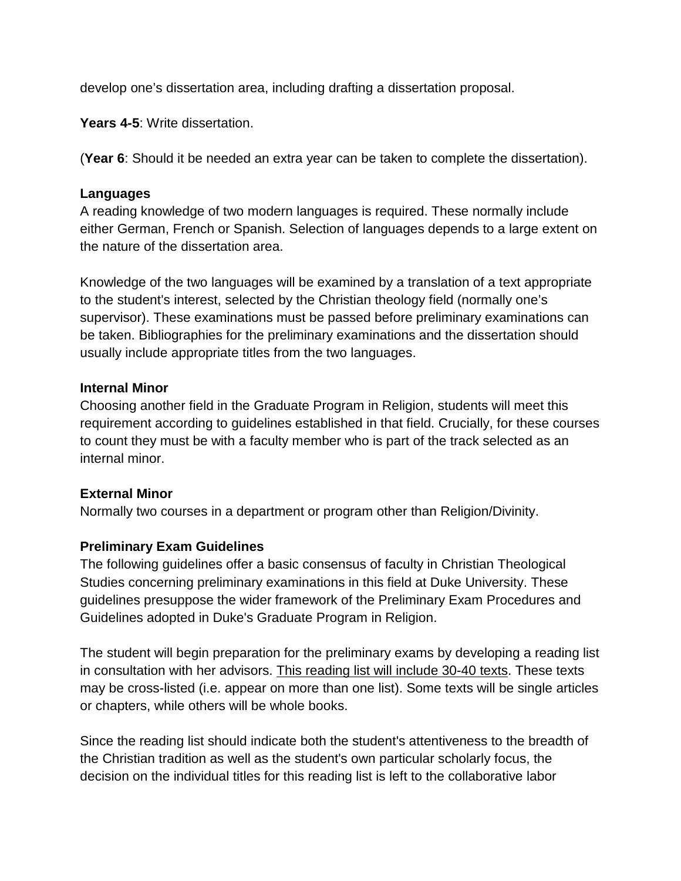develop one's dissertation area, including drafting a dissertation proposal.

**Years 4-5**: Write dissertation.

(**Year 6**: Should it be needed an extra year can be taken to complete the dissertation).

### Languages

A reading knowledge of two modern languages is required. These normally include either German, French or Spanish. Selection of languages depends to a large extent on the nature of the dissertation area.

Knowledge of the two languages will be examined by a translation of a text appropriate to the student's interest, selected by the Christian theology field (normally one's supervisor). These examinations must be passed before preliminary examinations can be taken. Bibliographies for the preliminary examinations and the dissertation should usually include appropriate titles from the two languages.

### Internal Minor

Choosing another field in the Graduate Program in Religion, students will meet this requirement according to guidelines established in that field. Crucially, for these courses to count they must be with a faculty member who is part of the track selected as an internal minor.

### External Minor

Normally two courses in a department or program other than Religion/Divinity.

### Preliminary Exam Guidelines

The following guidelines offer a basic consensus of faculty in Christian Theological Studies concerning preliminary examinations in this field at Duke University. These guidelines presuppose the wider framework of the Preliminary Exam Procedures and Guidelines adopted in Duke's Graduate Program in Religion.

The student will begin preparation for the preliminary exams by developing a reading list in consultation with her advisors. <u>This reading list will include 30-40 texts</u>. These texts may be cross-listed (i.e. appear on more than one list). Some texts will be single articles or chapters, while others will be whole books.

Since the reading list should indicate both the student's attentiveness to the breadth of the Christian tradition as well as the student's own particular scholarly focus, the decision on the individual titles for this reading list is left to the collaborative labor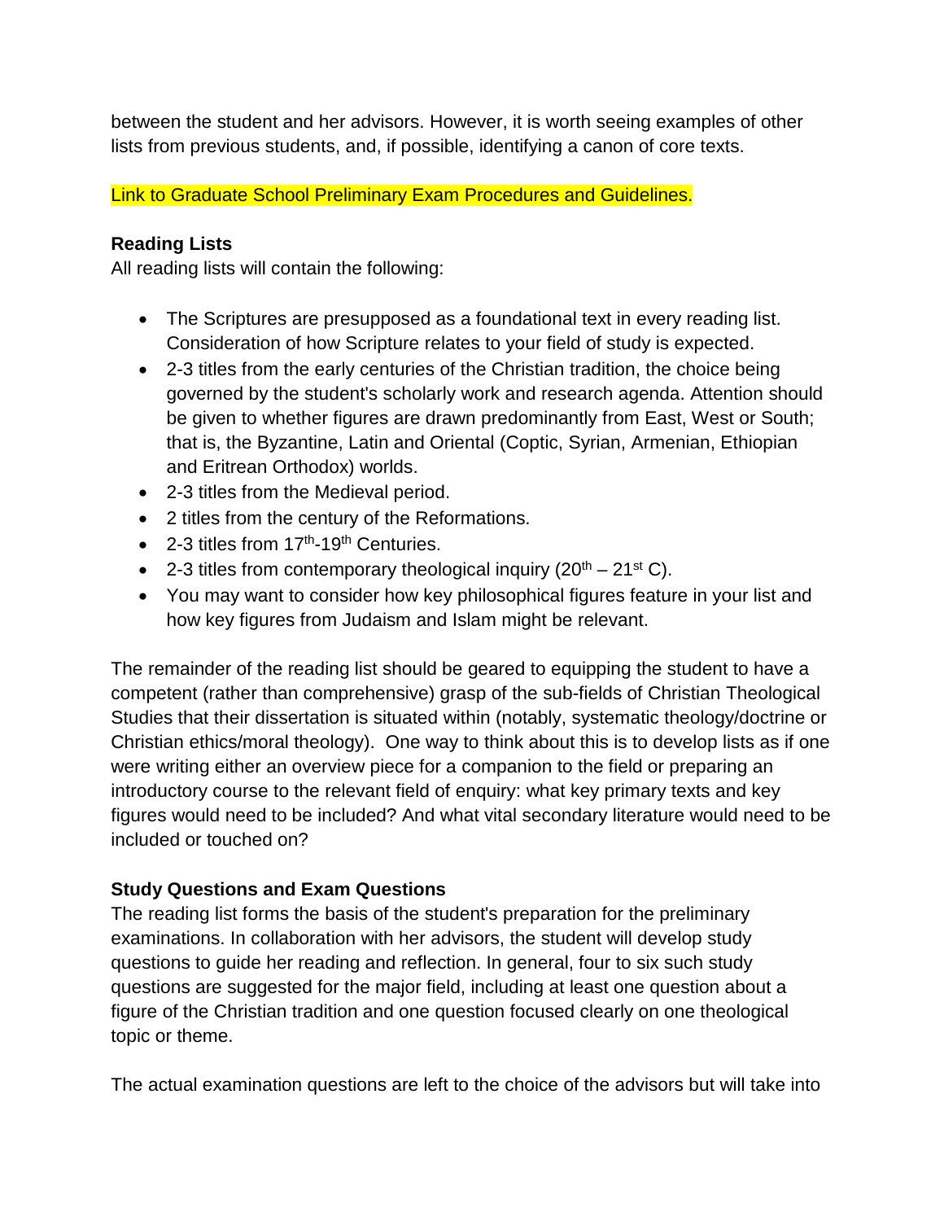between the student and her advisors. However, it is worth seeing examples of other lists from previous students, and, if possible, identifying a canon of core texts.

Link to Graduate School Preliminary Exam Procedures and Guidelines.

**Reading Lists**
All reading lists will contain the following:

- The Scriptures are presupposed as a foundational text in every reading list. Consideration of how Scripture relates to your field of study is expected.
- 2-3 titles from the early centuries of the Christian tradition, the choice being governed by the student's scholarly work and research agenda. Attention should be given to whether figures are drawn predominantly from East, West or South; that is, the Byzantine, Latin and Oriental (Coptic, Syrian, Armenian, Ethiopian and Eritrean Orthodox) worlds.
- 2-3 titles from the Medieval period.
- 2 titles from the century of the Reformations.
- 2-3 titles from 17th-19th Centuries.
- 2-3 titles from contemporary theological inquiry (20th – 21st C).
- You may want to consider how key philosophical figures feature in your list and how key figures from Judaism and Islam might be relevant.

The remainder of the reading list should be geared to equipping the student to have a competent (rather than comprehensive) grasp of the sub-fields of Christian Theological Studies that their dissertation is situated within (notably, systematic theology/doctrine or Christian ethics/moral theology). One way to think about this is to develop lists as if one were writing either an overview piece for a companion to the field or preparing an introductory course to the relevant field of enquiry: what key primary texts and key figures would need to be included? And what vital secondary literature would need to be included or touched on?

**Study Questions and Exam Questions**
The reading list forms the basis of the student's preparation for the preliminary examinations. In collaboration with her advisors, the student will develop study questions to guide her reading and reflection. In general, four to six such study questions are suggested for the major field, including at least one question about a figure of the Christian tradition and one question focused clearly on one theological topic or theme.

The actual examination questions are left to the choice of the advisors but will take into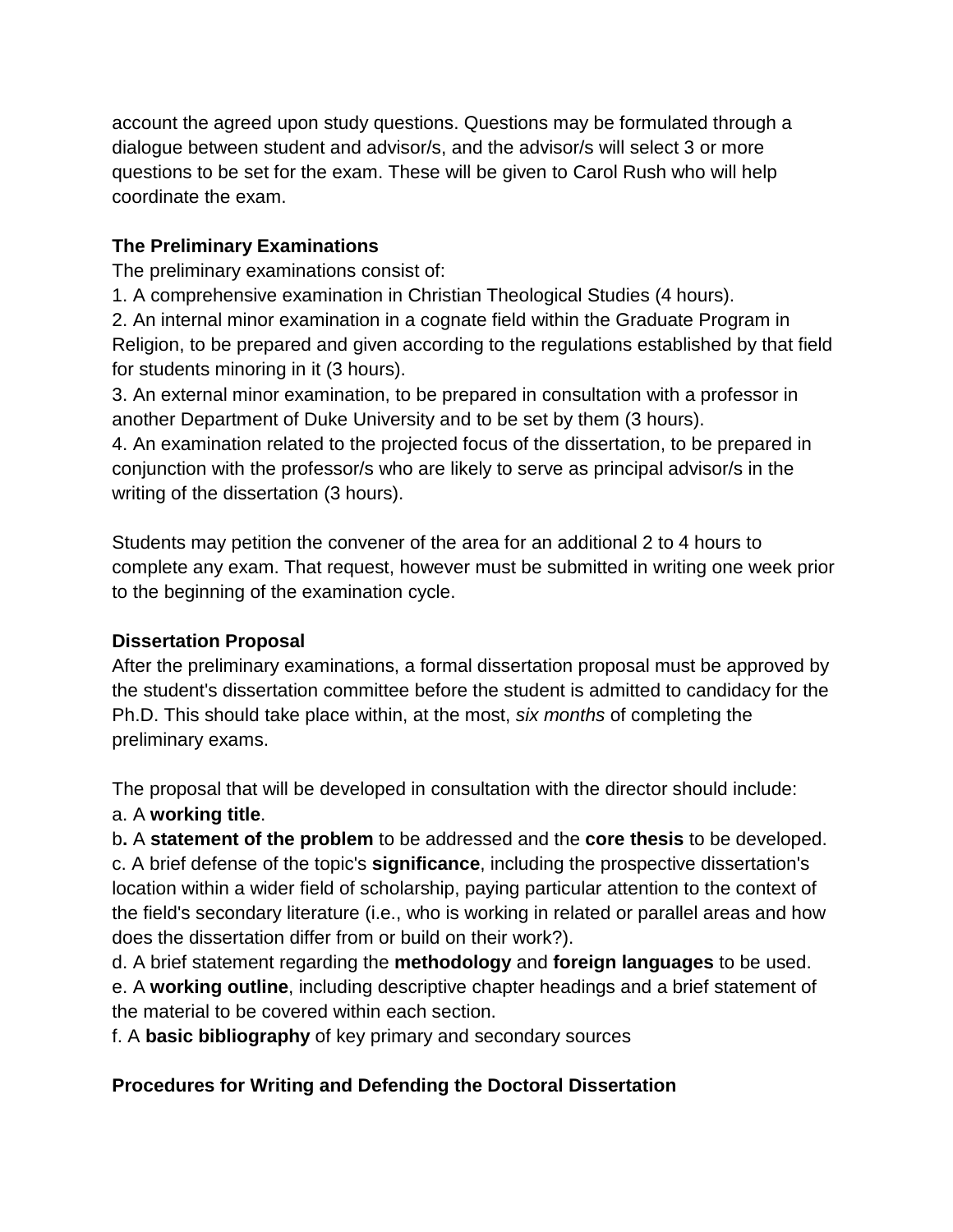account the agreed upon study questions. Questions may be formulated through a dialogue between student and advisor/s, and the advisor/s will select 3 or more questions to be set for the exam. These will be given to Carol Rush who will help coordinate the exam.

**The Preliminary Examinations**

The preliminary examinations consist of:

1. A comprehensive examination in Christian Theological Studies (4 hours).
2. An internal minor examination in a cognate field within the Graduate Program in Religion, to be prepared and given according to the regulations established by that field for students minoring in it (3 hours).
3. An external minor examination, to be prepared in consultation with a professor in another Department of Duke University and to be set by them (3 hours).
4. An examination related to the projected focus of the dissertation, to be prepared in conjunction with the professor/s who are likely to serve as principal advisor/s in the writing of the dissertation (3 hours).

Students may petition the convener of the area for an additional 2 to 4 hours to complete any exam. That request, however must be submitted in writing one week prior to the beginning of the examination cycle.

**Dissertation Proposal**

After the preliminary examinations, a formal dissertation proposal must be approved by the student's dissertation committee before the student is admitted to candidacy for the Ph.D. This should take place within, at the most, *six months* of completing the preliminary exams.

The proposal that will be developed in consultation with the director should include:

a. A **working title**.
b**.** A **statement of the problem** to be addressed and the **core thesis** to be developed.
c. A brief defense of the topic's **significance**, including the prospective dissertation's location within a wider field of scholarship, paying particular attention to the context of the field's secondary literature (i.e., who is working in related or parallel areas and how does the dissertation differ from or build on their work?).
d. A brief statement regarding the **methodology** and **foreign languages** to be used.
e. A **working outline**, including descriptive chapter headings and a brief statement of the material to be covered within each section.
f. A **basic bibliography** of key primary and secondary sources

**Procedures for Writing and Defending the Doctoral Dissertation**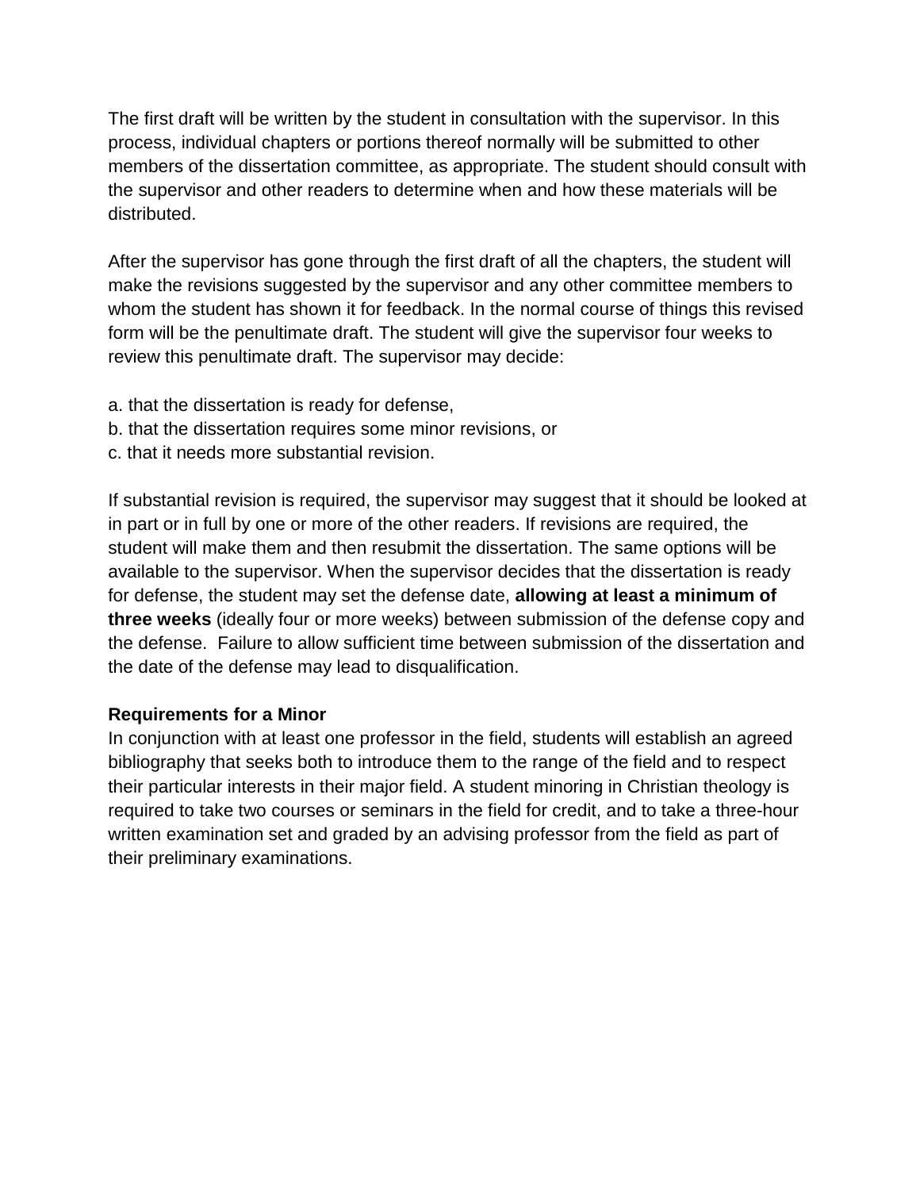The first draft will be written by the student in consultation with the supervisor. In this process, individual chapters or portions thereof normally will be submitted to other members of the dissertation committee, as appropriate. The student should consult with the supervisor and other readers to determine when and how these materials will be distributed.

After the supervisor has gone through the first draft of all the chapters, the student will make the revisions suggested by the supervisor and any other committee members to whom the student has shown it for feedback. In the normal course of things this revised form will be the penultimate draft. The student will give the supervisor four weeks to review this penultimate draft. The supervisor may decide:

a. that the dissertation is ready for defense,
b. that the dissertation requires some minor revisions, or
c. that it needs more substantial revision.

If substantial revision is required, the supervisor may suggest that it should be looked at in part or in full by one or more of the other readers. If revisions are required, the student will make them and then resubmit the dissertation. The same options will be available to the supervisor. When the supervisor decides that the dissertation is ready for defense, the student may set the defense date, **allowing at least a minimum of three weeks** (ideally four or more weeks) between submission of the defense copy and the defense. Failure to allow sufficient time between submission of the dissertation and the date of the defense may lead to disqualification.

**Requirements for a Minor**
In conjunction with at least one professor in the field, students will establish an agreed bibliography that seeks both to introduce them to the range of the field and to respect their particular interests in their major field. A student minoring in Christian theology is required to take two courses or seminars in the field for credit, and to take a three-hour written examination set and graded by an advising professor from the field as part of their preliminary examinations.